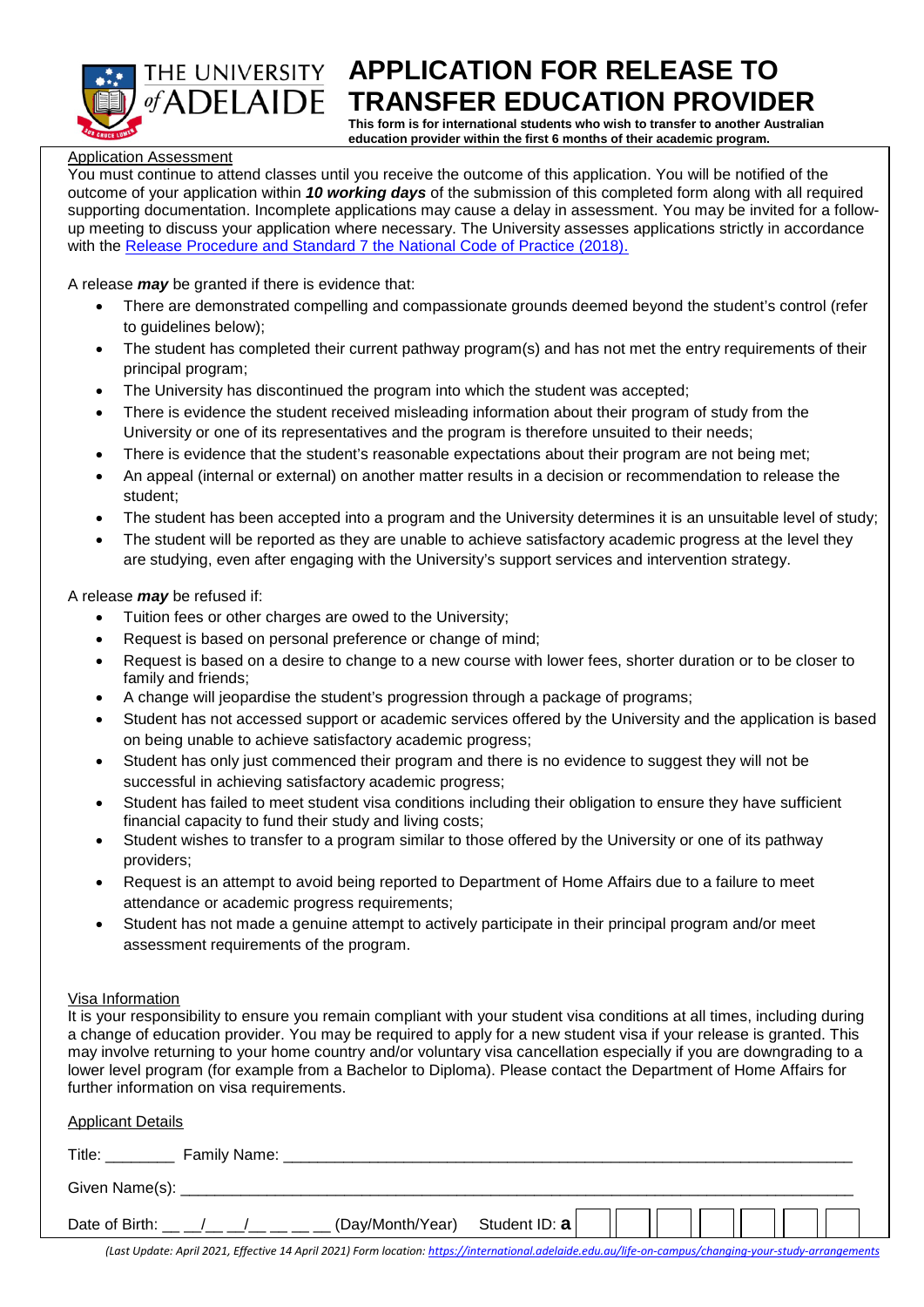THE UNIVERSITY of ADELAIDE

# APPLICATION FOR RELEASE TO TRANSFER EDUCATION PROVIDER

**This form is for international students who wish to transfer to another Australian education provider within the first 6 months of their academic program.**

## Application Assessment

You must continue to attend classes until you receive the outcome of this application. You will be notified of the outcome of your application within ***10 working days*** of the submission of this completed form along with all required supporting documentation. Incomplete applications may cause a delay in assessment. You may be invited for a follow-up meeting to discuss your application where necessary. The University assesses applications strictly in accordance with the Release Procedure and Standard 7 the National Code of Practice (2018).

A release ***may*** be granted if there is evidence that:

- There are demonstrated compelling and compassionate grounds deemed beyond the student's control (refer to guidelines below);
- The student has completed their current pathway program(s) and has not met the entry requirements of their principal program;
- The University has discontinued the program into which the student was accepted;
- There is evidence the student received misleading information about their program of study from the University or one of its representatives and the program is therefore unsuited to their needs;
- There is evidence that the student's reasonable expectations about their program are not being met;
- An appeal (internal or external) on another matter results in a decision or recommendation to release the student;
- The student has been accepted into a program and the University determines it is an unsuitable level of study;
- The student will be reported as they are unable to achieve satisfactory academic progress at the level they are studying, even after engaging with the University's support services and intervention strategy.

A release ***may*** be refused if:

- Tuition fees or other charges are owed to the University;
- Request is based on personal preference or change of mind;
- Request is based on a desire to change to a new course with lower fees, shorter duration or to be closer to family and friends;
- A change will jeopardise the student's progression through a package of programs;
- Student has not accessed support or academic services offered by the University and the application is based on being unable to achieve satisfactory academic progress;
- Student has only just commenced their program and there is no evidence to suggest they will not be successful in achieving satisfactory academic progress;
- Student has failed to meet student visa conditions including their obligation to ensure they have sufficient financial capacity to fund their study and living costs;
- Student wishes to transfer to a program similar to those offered by the University or one of its pathway providers;
- Request is an attempt to avoid being reported to Department of Home Affairs due to a failure to meet attendance or academic progress requirements;
- Student has not made a genuine attempt to actively participate in their principal program and/or meet assessment requirements of the program.

## Visa Information

It is your responsibility to ensure you remain compliant with your student visa conditions at all times, including during a change of education provider. You may be required to apply for a new student visa if your release is granted. This may involve returning to your home country and/or voluntary visa cancellation especially if you are downgrading to a lower level program (for example from a Bachelor to Diploma). Please contact the Department of Home Affairs for further information on visa requirements.

## Applicant Details

Title: ________ Family Name: ______________________________________________

Given Name(s): ______________________________________________

Date of Birth: __ __/__ __/__ __ __ __ (Day/Month/Year) Student ID: **a** | | | | | | | |

*(Last Update: April 2021, Effective 14 April 2021) Form location: https://international.adelaide.edu.au/life-on-campus/changing-your-study-arrangements*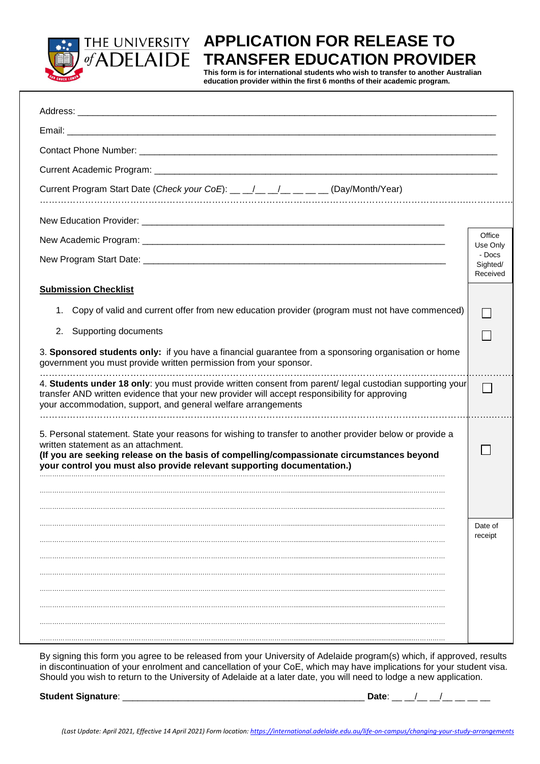THE UNIVERSITY of ADELAIDE

# APPLICATION FOR RELEASE TO TRANSFER EDUCATION PROVIDER

**This form is for international students who wish to transfer to another Australian education provider within the first 6 months of their academic program.**

Address: ______________________________________________________________________

Email: ________________________________________________________________________

Contact Phone Number: _________________________________________________________

Current Academic Program: ______________________________________________________

Current Program Start Date (*Check your CoE*): __ __/__ __/__ __ __ __ (Day/Month/Year)

New Education Provider: _________________________________________________________

New Academic Program: _________________________________________________________

New Program Start Date: _________________________________________________________

Office Use Only - Docs Sighted/ Received

**Submission Checklist**

1. Copy of valid and current offer from new education provider (program must not have commenced) ☐
2. Supporting documents ☐

3. **Sponsored students only:** if you have a financial guarantee from a sponsoring organisation or home government you must provide written permission from your sponsor.

4. **Students under 18 only**: you must provide written consent from parent/ legal custodian supporting your transfer AND written evidence that your new provider will accept responsibility for approving your accommodation, support, and general welfare arrangements ☐

5. Personal statement. State your reasons for wishing to transfer to another provider below or provide a written statement as an attachment. ☐
**(If you are seeking release on the basis of compelling/compassionate circumstances beyond your control you must also provide relevant supporting documentation.)**

.......................................................................................................................................

.......................................................................................................................................

.......................................................................................................................................

.......................................................................................................................................

.......................................................................................................................................

.......................................................................................................................................

.......................................................................................................................................

.......................................................................................................................................

.......................................................................................................................................

.......................................................................................................................................

.......................................................................................................................................

Date of receipt

By signing this form you agree to be released from your University of Adelaide program(s) which, if approved, results in discontinuation of your enrolment and cancellation of your CoE, which may have implications for your student visa. Should you wish to return to the University of Adelaide at a later date, you will need to lodge a new application.

**Student Signature**: ______________________________________________ **Date**: __ __/__ __/__ __ __ __

*(Last Update: April 2021, Effective 14 April 2021) Form location: https://international.adelaide.edu.au/life-on-campus/changing-your-study-arrangements*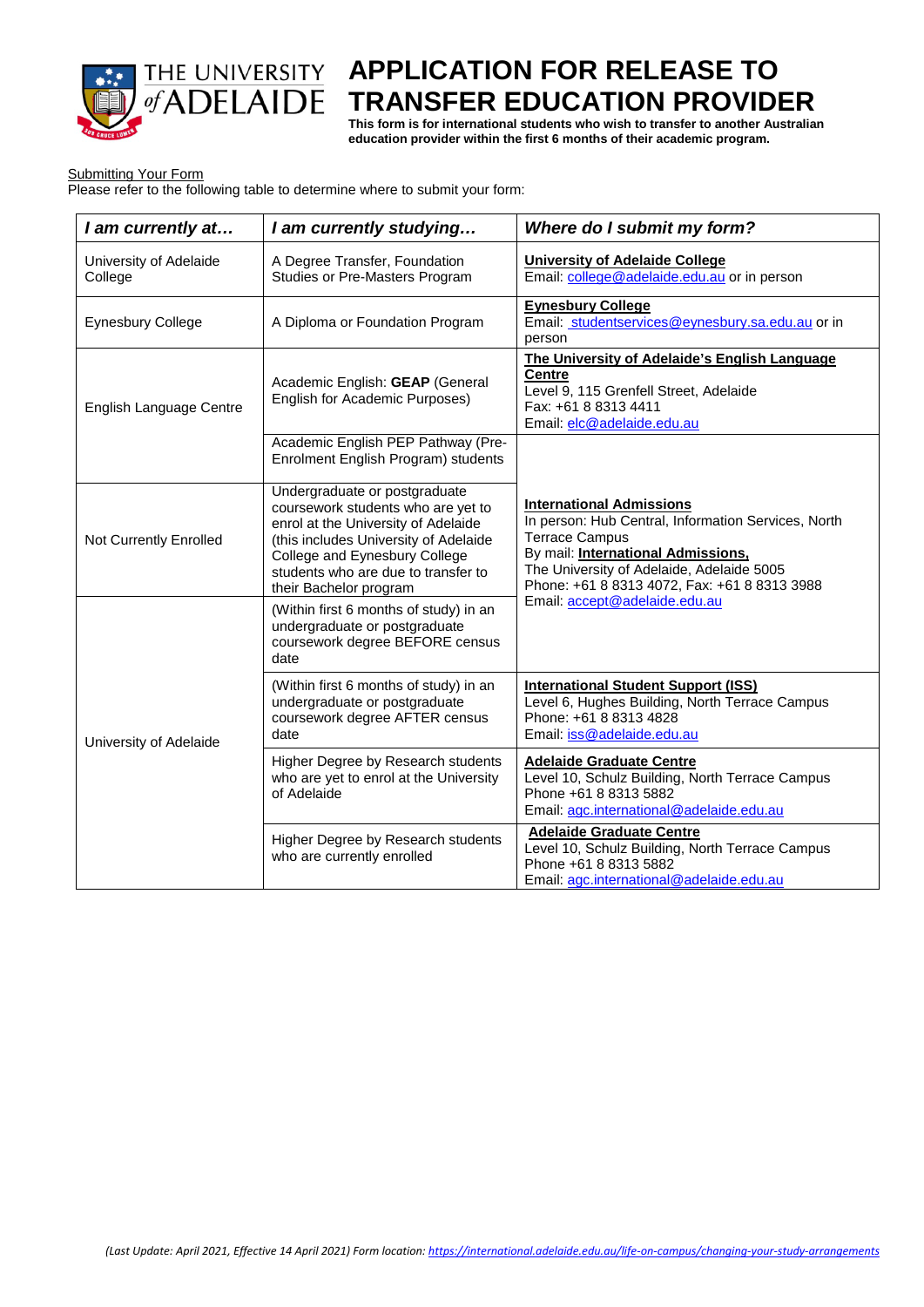# APPLICATION FOR RELEASE TO TRANSFER EDUCATION PROVIDER

**This form is for international students who wish to transfer to another Australian education provider within the first 6 months of their academic program.**

Submitting Your Form

Please refer to the following table to determine where to submit your form:

| ***I am currently at…*** | ***I am currently studying…*** | ***Where do I submit my form?*** |
|---|---|---|
| University of Adelaide College | A Degree Transfer, Foundation Studies or Pre-Masters Program | **University of Adelaide College** Email: college@adelaide.edu.au or in person |
| Eynesbury College | A Diploma or Foundation Program | **Eynesbury College** Email: studentservices@eynesbury.sa.edu.au or in person |
| English Language Centre | Academic English: **GEAP** (General English for Academic Purposes) | **The University of Adelaide's English Language Centre** Level 9, 115 Grenfell Street, Adelaide Fax: +61 8 8313 4411 Email: elc@adelaide.edu.au |
| | Academic English PEP Pathway (Pre-Enrolment English Program) students | **International Admissions** In person: Hub Central, Information Services, North Terrace Campus By mail: **International Admissions,** The University of Adelaide, Adelaide 5005 Phone: +61 8 8313 4072, Fax: +61 8 8313 3988 Email: accept@adelaide.edu.au |
| Not Currently Enrolled | Undergraduate or postgraduate coursework students who are yet to enrol at the University of Adelaide (this includes University of Adelaide College and Eynesbury College students who are due to transfer to their Bachelor program | |
| University of Adelaide | (Within first 6 months of study) in an undergraduate or postgraduate coursework degree BEFORE census date | |
| | (Within first 6 months of study) in an undergraduate or postgraduate coursework degree AFTER census date | **International Student Support (ISS)** Level 6, Hughes Building, North Terrace Campus Phone: +61 8 8313 4828 Email: iss@adelaide.edu.au |
| | Higher Degree by Research students who are yet to enrol at the University of Adelaide | **Adelaide Graduate Centre** Level 10, Schulz Building, North Terrace Campus Phone +61 8 8313 5882 Email: agc.international@adelaide.edu.au |
| | Higher Degree by Research students who are currently enrolled | **Adelaide Graduate Centre** Level 10, Schulz Building, North Terrace Campus Phone +61 8 8313 5882 Email: agc.international@adelaide.edu.au |

*(Last Update: April 2021, Effective 14 April 2021) Form location: https://international.adelaide.edu.au/life-on-campus/changing-your-study-arrangements*